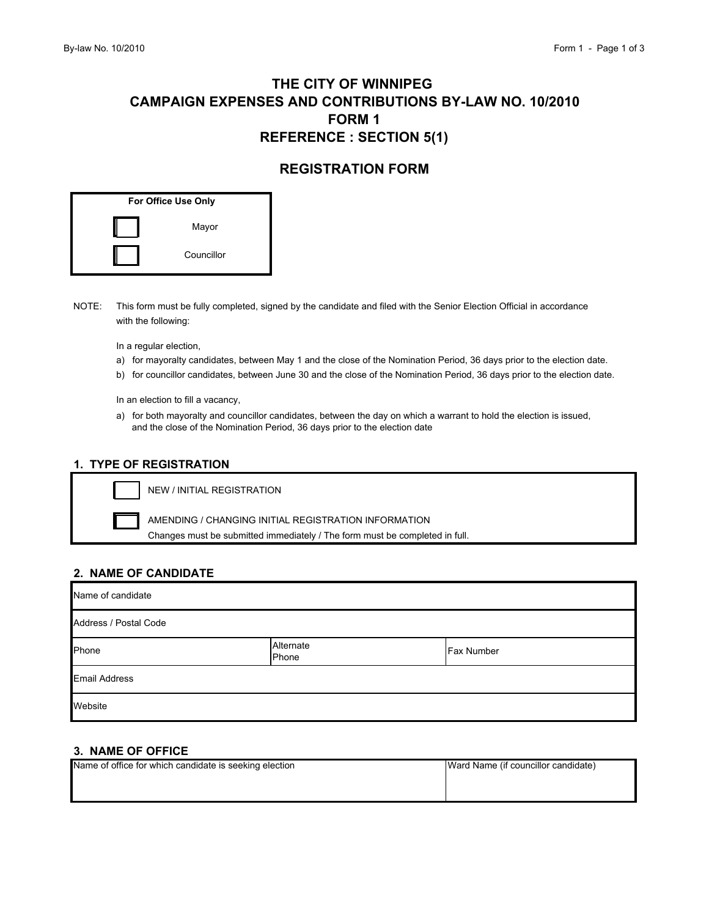# THE CITY OF WINNIPEG
# CAMPAIGN EXPENSES AND CONTRIBUTIONS BY-LAW NO. 10/2010
# FORM 1
# REFERENCE : SECTION 5(1)

## REGISTRATION FORM

| For Office Use Only | |
|---|---|
| ☐ | Mayor |
| ☐ | Councillor |

NOTE: This form must be fully completed, signed by the candidate and filed with the Senior Election Official in accordance with the following:

In a regular election,

a) for mayoralty candidates, between May 1 and the close of the Nomination Period, 36 days prior to the election date.
b) for councillor candidates, between June 30 and the close of the Nomination Period, 36 days prior to the election date.

In an election to fill a vacancy,

a) for both mayoralty and councillor candidates, between the day on which a warrant to hold the election is issued, and the close of the Nomination Period, 36 days prior to the election date

### 1. TYPE OF REGISTRATION

☐ NEW / INITIAL REGISTRATION

☐ AMENDING / CHANGING INITIAL REGISTRATION INFORMATION
Changes must be submitted immediately / The form must be completed in full.

### 2. NAME OF CANDIDATE

| Name of candidate | | |
|---|---|---|
| Address / Postal Code | | |
| Phone | Alternate Phone | Fax Number |
| Email Address | | |
| Website | | |

### 3. NAME OF OFFICE

| Name of office for which candidate is seeking election | Ward Name (if councillor candidate) |
|---|---|
| | |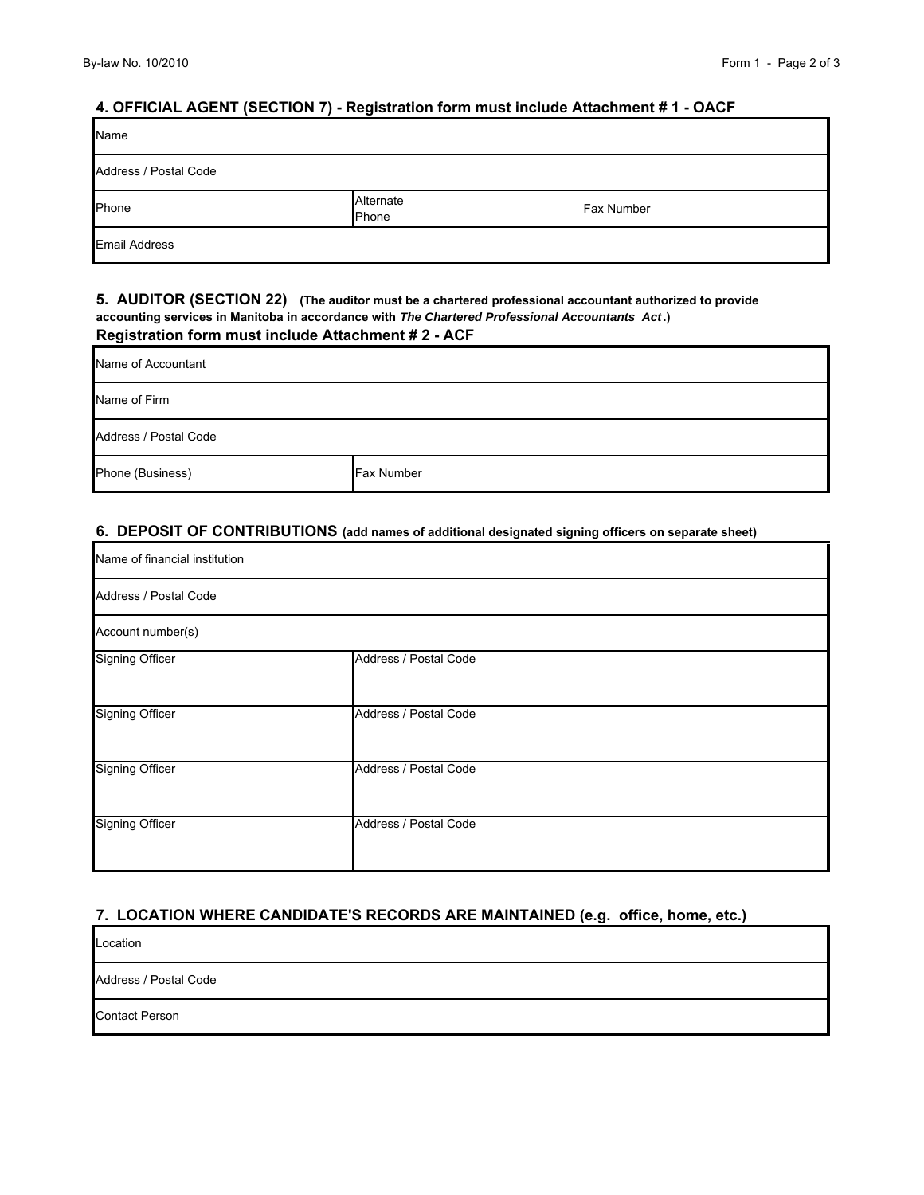## 4. OFFICIAL AGENT (SECTION 7) - Registration form must include Attachment # 1 - OACF

| Name | | |
|---|---|---|
| Address / Postal Code | | |
| Phone | Alternate Phone | Fax Number |
| Email Address | | |

## 5. AUDITOR (SECTION 22) (The auditor must be a chartered professional accountant authorized to provide accounting services in Manitoba in accordance with *The Chartered Professional Accountants Act*.)

**Registration form must include Attachment # 2 - ACF**

| Name of Accountant | |
|---|---|
| Name of Firm | |
| Address / Postal Code | |
| Phone (Business) | Fax Number |

## 6. DEPOSIT OF CONTRIBUTIONS (add names of additional designated signing officers on separate sheet)

| Name of financial institution | |
|---|---|
| Address / Postal Code | |
| Account number(s) | |
| Signing Officer | Address / Postal Code |
| Signing Officer | Address / Postal Code |
| Signing Officer | Address / Postal Code |
| Signing Officer | Address / Postal Code |

## 7. LOCATION WHERE CANDIDATE'S RECORDS ARE MAINTAINED (e.g. office, home, etc.)

| Location |
|---|
| Address / Postal Code |
| Contact Person |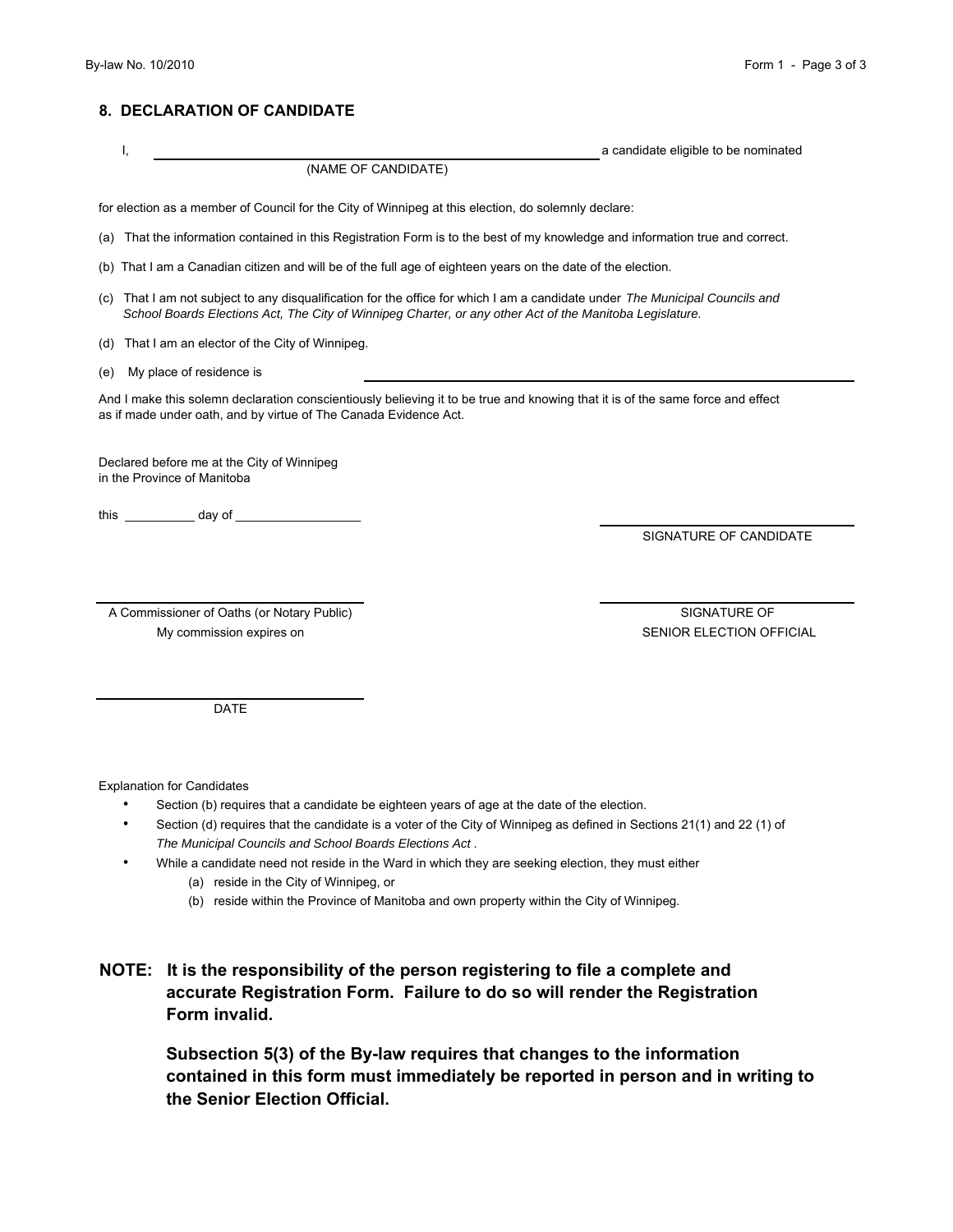## 8. DECLARATION OF CANDIDATE

I, \_\_\_\_\_\_\_\_\_\_\_\_\_\_\_\_\_\_\_\_\_\_\_\_\_\_\_\_\_\_\_\_\_\_\_\_\_\_\_\_ a candidate eligible to be nominated
(NAME OF CANDIDATE)

for election as a member of Council for the City of Winnipeg at this election, do solemnly declare:

(a) That the information contained in this Registration Form is to the best of my knowledge and information true and correct.

(b) That I am a Canadian citizen and will be of the full age of eighteen years on the date of the election.

(c) That I am not subject to any disqualification for the office for which I am a candidate under *The Municipal Councils and School Boards Elections Act, The City of Winnipeg Charter, or any other Act of the Manitoba Legislature.*

(d) That I am an elector of the City of Winnipeg.

(e) My place of residence is \_\_\_\_\_\_\_\_\_\_\_\_\_\_\_\_\_\_\_\_\_\_\_\_\_\_\_\_\_\_\_\_\_\_\_\_\_\_\_\_

And I make this solemn declaration conscientiously believing it to be true and knowing that it is of the same force and effect as if made under oath, and by virtue of The Canada Evidence Act.

Declared before me at the City of Winnipeg
in the Province of Manitoba

this \_\_\_\_\_\_\_\_\_\_ day of \_\_\_\_\_\_\_\_\_\_\_\_\_\_\_\_\_\_

\_\_\_\_\_\_\_\_\_\_\_\_\_\_\_\_\_\_\_\_\_\_\_\_\_\_\_\_
SIGNATURE OF CANDIDATE

\_\_\_\_\_\_\_\_\_\_\_\_\_\_\_\_\_\_\_\_\_\_\_\_\_\_\_\_
A Commissioner of Oaths (or Notary Public)
My commission expires on

\_\_\_\_\_\_\_\_\_\_\_\_\_\_\_\_\_\_\_\_\_\_\_\_\_\_\_\_
SIGNATURE OF
SENIOR ELECTION OFFICIAL

\_\_\_\_\_\_\_\_\_\_\_\_\_\_\_\_\_\_\_\_\_\_\_\_\_\_\_\_
DATE

Explanation for Candidates

- Section (b) requires that a candidate be eighteen years of age at the date of the election.
- Section (d) requires that the candidate is a voter of the City of Winnipeg as defined in Sections 21(1) and 22 (1) of *The Municipal Councils and School Boards Elections Act* .
- While a candidate need not reside in the Ward in which they are seeking election, they must either
  - (a) reside in the City of Winnipeg, or
  - (b) reside within the Province of Manitoba and own property within the City of Winnipeg.

**NOTE: It is the responsibility of the person registering to file a complete and accurate Registration Form. Failure to do so will render the Registration Form invalid.**

**Subsection 5(3) of the By-law requires that changes to the information contained in this form must immediately be reported in person and in writing to the Senior Election Official.**